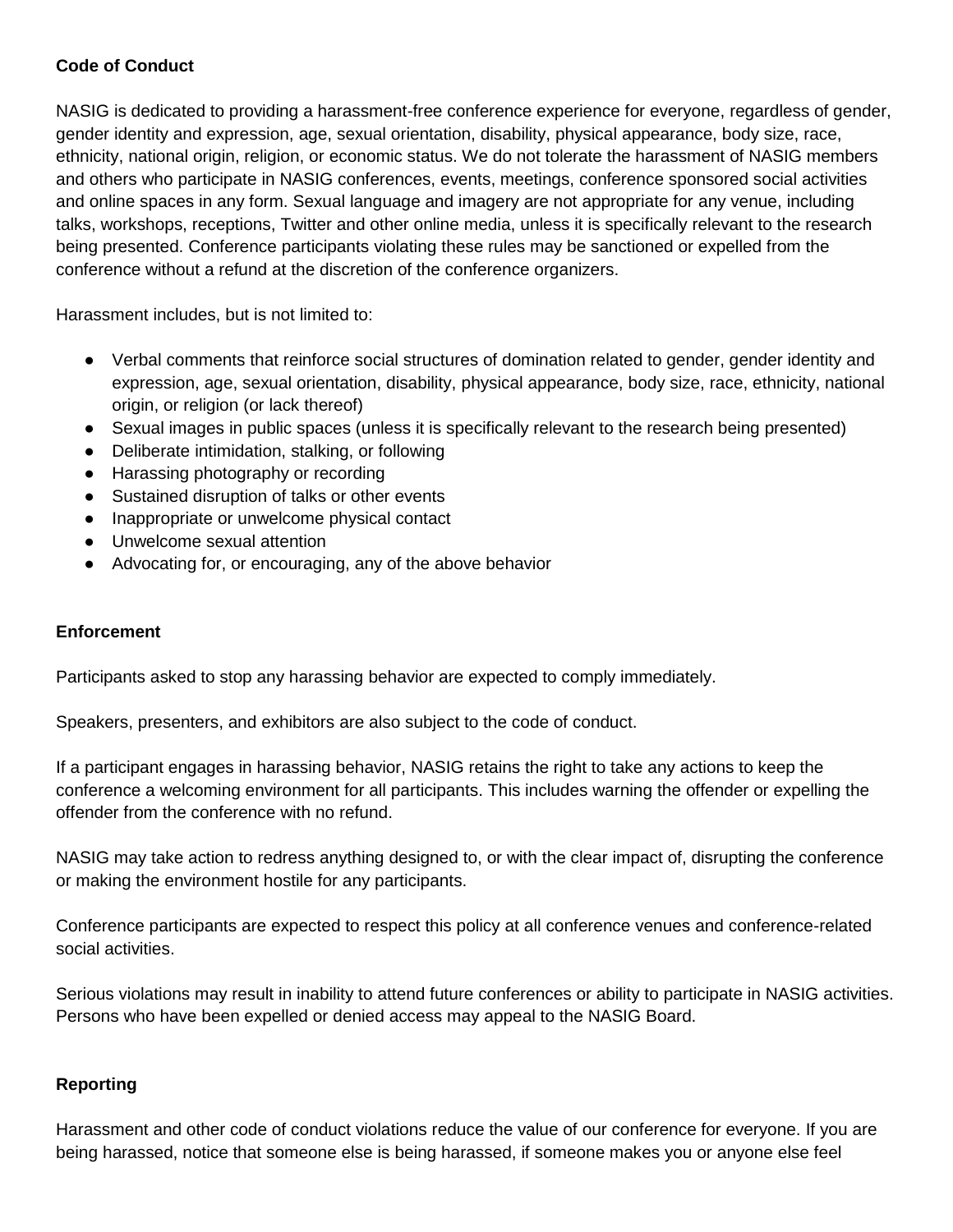**Code of Conduct**

NASIG is dedicated to providing a harassment-free conference experience for everyone, regardless of gender, gender identity and expression, age, sexual orientation, disability, physical appearance, body size, race, ethnicity, national origin, religion, or economic status. We do not tolerate the harassment of NASIG members and others who participate in NASIG conferences, events, meetings, conference sponsored social activities and online spaces in any form. Sexual language and imagery are not appropriate for any venue, including talks, workshops, receptions, Twitter and other online media, unless it is specifically relevant to the research being presented. Conference participants violating these rules may be sanctioned or expelled from the conference without a refund at the discretion of the conference organizers.

Harassment includes, but is not limited to:

- Verbal comments that reinforce social structures of domination related to gender, gender identity and expression, age, sexual orientation, disability, physical appearance, body size, race, ethnicity, national origin, or religion (or lack thereof)
- Sexual images in public spaces (unless it is specifically relevant to the research being presented)
- Deliberate intimidation, stalking, or following
- Harassing photography or recording
- Sustained disruption of talks or other events
- Inappropriate or unwelcome physical contact
- Unwelcome sexual attention
- Advocating for, or encouraging, any of the above behavior

**Enforcement**

Participants asked to stop any harassing behavior are expected to comply immediately.

Speakers, presenters, and exhibitors are also subject to the code of conduct.

If a participant engages in harassing behavior, NASIG retains the right to take any actions to keep the conference a welcoming environment for all participants. This includes warning the offender or expelling the offender from the conference with no refund.

NASIG may take action to redress anything designed to, or with the clear impact of, disrupting the conference or making the environment hostile for any participants.

Conference participants are expected to respect this policy at all conference venues and conference-related social activities.

Serious violations may result in inability to attend future conferences or ability to participate in NASIG activities. Persons who have been expelled or denied access may appeal to the NASIG Board.

**Reporting**

Harassment and other code of conduct violations reduce the value of our conference for everyone. If you are being harassed, notice that someone else is being harassed, if someone makes you or anyone else feel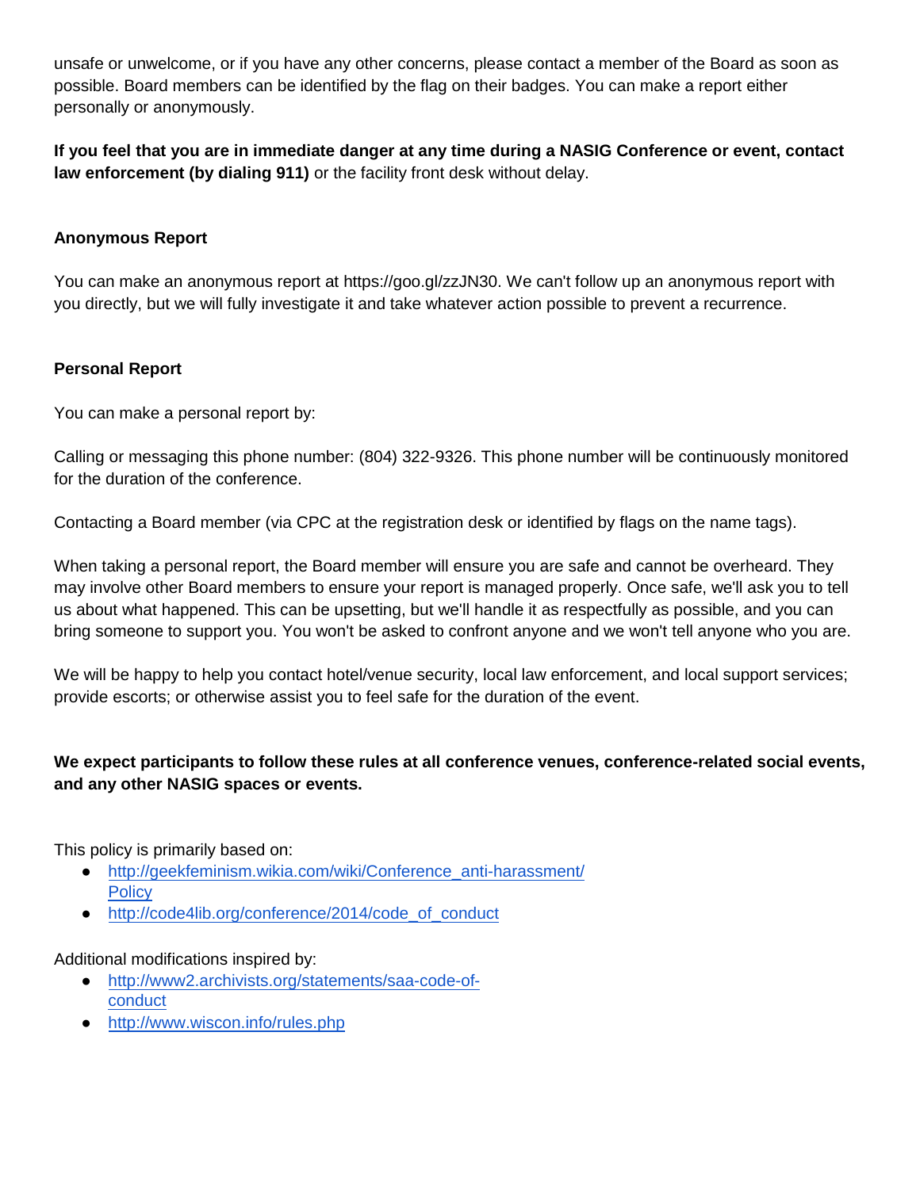unsafe or unwelcome, or if you have any other concerns, please contact a member of the Board as soon as possible. Board members can be identified by the flag on their badges. You can make a report either personally or anonymously.

**If you feel that you are in immediate danger at any time during a NASIG Conference or event, contact law enforcement (by dialing 911)** or the facility front desk without delay.

**Anonymous Report**

You can make an anonymous report at https://goo.gl/zzJN30. We can't follow up an anonymous report with you directly, but we will fully investigate it and take whatever action possible to prevent a recurrence.

**Personal Report**

You can make a personal report by:

Calling or messaging this phone number: (804) 322-9326. This phone number will be continuously monitored for the duration of the conference.

Contacting a Board member (via CPC at the registration desk or identified by flags on the name tags).

When taking a personal report, the Board member will ensure you are safe and cannot be overheard. They may involve other Board members to ensure your report is managed properly. Once safe, we'll ask you to tell us about what happened. This can be upsetting, but we'll handle it as respectfully as possible, and you can bring someone to support you. You won't be asked to confront anyone and we won't tell anyone who you are.

We will be happy to help you contact hotel/venue security, local law enforcement, and local support services; provide escorts; or otherwise assist you to feel safe for the duration of the event.

**We expect participants to follow these rules at all conference venues, conference-related social events, and any other NASIG spaces or events.**

This policy is primarily based on:

- http://geekfeminism.wikia.com/wiki/Conference_anti-harassment/Policy
- http://code4lib.org/conference/2014/code_of_conduct

Additional modifications inspired by:

- http://www2.archivists.org/statements/saa-code-of-conduct
- http://www.wiscon.info/rules.php